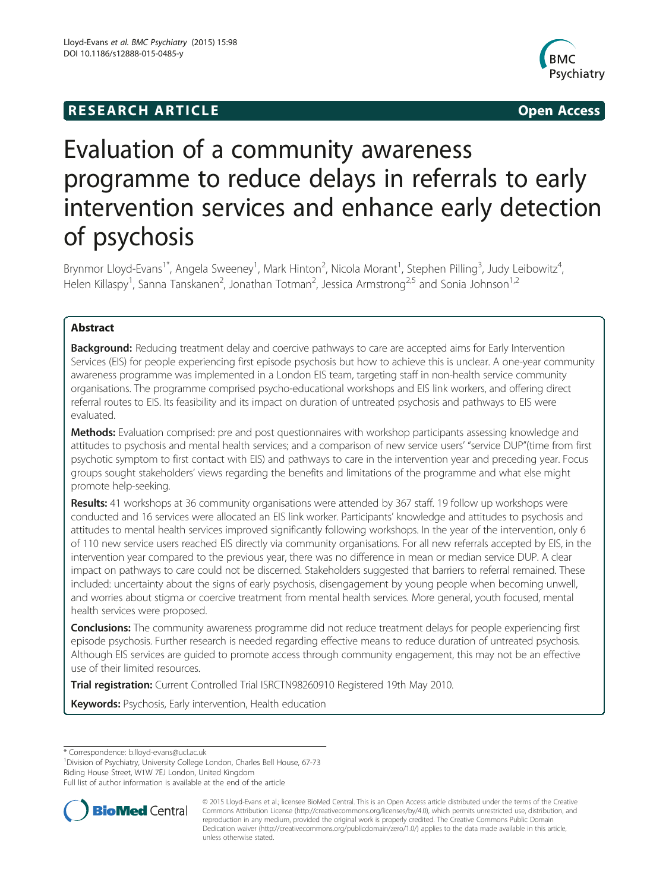RESEARCH ARTICLE **Open Access**

# Evaluation of a community awareness programme to reduce delays in referrals to early intervention services and enhance early detection of psychosis

Brynmor Lloyd-Evans[1*], Angela Sweeney[1], Mark Hinton[2], Nicola Morant[1], Stephen Pilling[3], Judy Leibowitz[4], Helen Killaspy[1], Sanna Tanskanen[2], Jonathan Totman[2], Jessica Armstrong[2,5] and Sonia Johnson[1,2]

## Abstract

**Background:** Reducing treatment delay and coercive pathways to care are accepted aims for Early Intervention Services (EIS) for people experiencing first episode psychosis but how to achieve this is unclear. A one-year community awareness programme was implemented in a London EIS team, targeting staff in non-health service community organisations. The programme comprised psycho-educational workshops and EIS link workers, and offering direct referral routes to EIS. Its feasibility and its impact on duration of untreated psychosis and pathways to EIS were evaluated.

**Methods:** Evaluation comprised: pre and post questionnaires with workshop participants assessing knowledge and attitudes to psychosis and mental health services; and a comparison of new service users' "service DUP"(time from first psychotic symptom to first contact with EIS) and pathways to care in the intervention year and preceding year. Focus groups sought stakeholders' views regarding the benefits and limitations of the programme and what else might promote help-seeking.

**Results:** 41 workshops at 36 community organisations were attended by 367 staff. 19 follow up workshops were conducted and 16 services were allocated an EIS link worker. Participants' knowledge and attitudes to psychosis and attitudes to mental health services improved significantly following workshops. In the year of the intervention, only 6 of 110 new service users reached EIS directly via community organisations. For all new referrals accepted by EIS, in the intervention year compared to the previous year, there was no difference in mean or median service DUP. A clear impact on pathways to care could not be discerned. Stakeholders suggested that barriers to referral remained. These included: uncertainty about the signs of early psychosis, disengagement by young people when becoming unwell, and worries about stigma or coercive treatment from mental health services. More general, youth focused, mental health services were proposed.

**Conclusions:** The community awareness programme did not reduce treatment delays for people experiencing first episode psychosis. Further research is needed regarding effective means to reduce duration of untreated psychosis. Although EIS services are guided to promote access through community engagement, this may not be an effective use of their limited resources.

**Trial registration:** Current Controlled Trial ISRCTN98260910 Registered 19th May 2010.

**Keywords:** Psychosis, Early intervention, Health education

\* Correspondence: b.lloyd-evans@ucl.ac.uk
[1]Division of Psychiatry, University College London, Charles Bell House, 67-73 Riding House Street, W1W 7EJ London, United Kingdom
Full list of author information is available at the end of the article

© 2015 Lloyd-Evans et al.; licensee BioMed Central. This is an Open Access article distributed under the terms of the Creative Commons Attribution License (http://creativecommons.org/licenses/by/4.0), which permits unrestricted use, distribution, and reproduction in any medium, provided the original work is properly credited. The Creative Commons Public Domain Dedication waiver (http://creativecommons.org/publicdomain/zero/1.0/) applies to the data made available in this article, unless otherwise stated.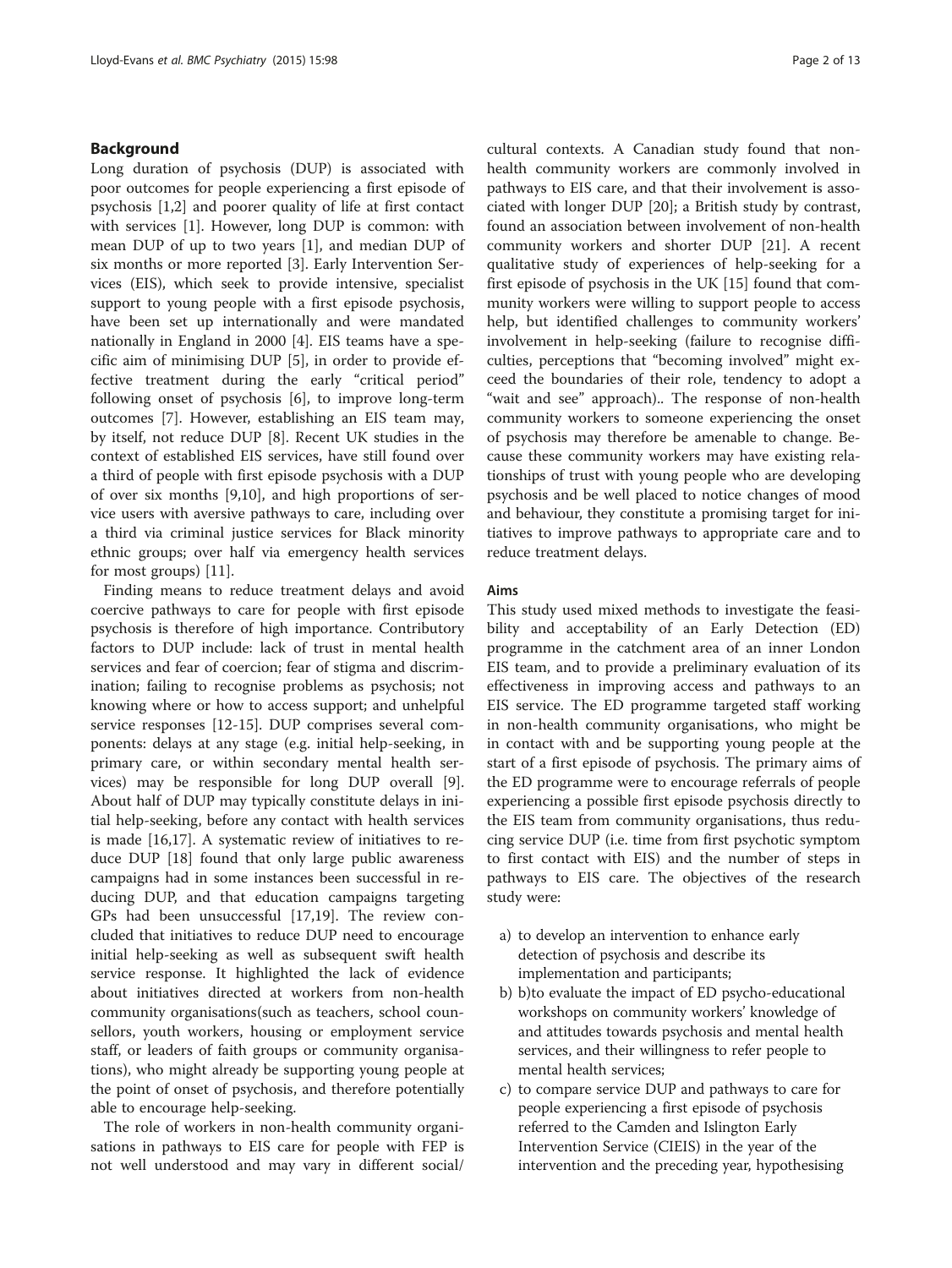## Background

Long duration of psychosis (DUP) is associated with poor outcomes for people experiencing a first episode of psychosis [1,2] and poorer quality of life at first contact with services [1]. However, long DUP is common: with mean DUP of up to two years [1], and median DUP of six months or more reported [3]. Early Intervention Services (EIS), which seek to provide intensive, specialist support to young people with a first episode psychosis, have been set up internationally and were mandated nationally in England in 2000 [4]. EIS teams have a specific aim of minimising DUP [5], in order to provide effective treatment during the early "critical period" following onset of psychosis [6], to improve long-term outcomes [7]. However, establishing an EIS team may, by itself, not reduce DUP [8]. Recent UK studies in the context of established EIS services, have still found over a third of people with first episode psychosis with a DUP of over six months [9,10], and high proportions of service users with aversive pathways to care, including over a third via criminal justice services for Black minority ethnic groups; over half via emergency health services for most groups) [11].

Finding means to reduce treatment delays and avoid coercive pathways to care for people with first episode psychosis is therefore of high importance. Contributory factors to DUP include: lack of trust in mental health services and fear of coercion; fear of stigma and discrimination; failing to recognise problems as psychosis; not knowing where or how to access support; and unhelpful service responses [12-15]. DUP comprises several components: delays at any stage (e.g. initial help-seeking, in primary care, or within secondary mental health services) may be responsible for long DUP overall [9]. About half of DUP may typically constitute delays in initial help-seeking, before any contact with health services is made [16,17]. A systematic review of initiatives to reduce DUP [18] found that only large public awareness campaigns had in some instances been successful in reducing DUP, and that education campaigns targeting GPs had been unsuccessful [17,19]. The review concluded that initiatives to reduce DUP need to encourage initial help-seeking as well as subsequent swift health service response. It highlighted the lack of evidence about initiatives directed at workers from non-health community organisations(such as teachers, school counsellors, youth workers, housing or employment service staff, or leaders of faith groups or community organisations), who might already be supporting young people at the point of onset of psychosis, and therefore potentially able to encourage help-seeking.

The role of workers in non-health community organisations in pathways to EIS care for people with FEP is not well understood and may vary in different social/cultural contexts. A Canadian study found that non-health community workers are commonly involved in pathways to EIS care, and that their involvement is associated with longer DUP [20]; a British study by contrast, found an association between involvement of non-health community workers and shorter DUP [21]. A recent qualitative study of experiences of help-seeking for a first episode of psychosis in the UK [15] found that community workers were willing to support people to access help, but identified challenges to community workers' involvement in help-seeking (failure to recognise difficulties, perceptions that "becoming involved" might exceed the boundaries of their role, tendency to adopt a "wait and see" approach).. The response of non-health community workers to someone experiencing the onset of psychosis may therefore be amenable to change. Because these community workers may have existing relationships of trust with young people who are developing psychosis and be well placed to notice changes of mood and behaviour, they constitute a promising target for initiatives to improve pathways to appropriate care and to reduce treatment delays.

### Aims

This study used mixed methods to investigate the feasibility and acceptability of an Early Detection (ED) programme in the catchment area of an inner London EIS team, and to provide a preliminary evaluation of its effectiveness in improving access and pathways to an EIS service. The ED programme targeted staff working in non-health community organisations, who might be in contact with and be supporting young people at the start of a first episode of psychosis. The primary aims of the ED programme were to encourage referrals of people experiencing a possible first episode psychosis directly to the EIS team from community organisations, thus reducing service DUP (i.e. time from first psychotic symptom to first contact with EIS) and the number of steps in pathways to EIS care. The objectives of the research study were:

a) to develop an intervention to enhance early detection of psychosis and describe its implementation and participants;
b) b)to evaluate the impact of ED psycho-educational workshops on community workers' knowledge of and attitudes towards psychosis and mental health services, and their willingness to refer people to mental health services;
c) to compare service DUP and pathways to care for people experiencing a first episode of psychosis referred to the Camden and Islington Early Intervention Service (CIEIS) in the year of the intervention and the preceding year, hypothesising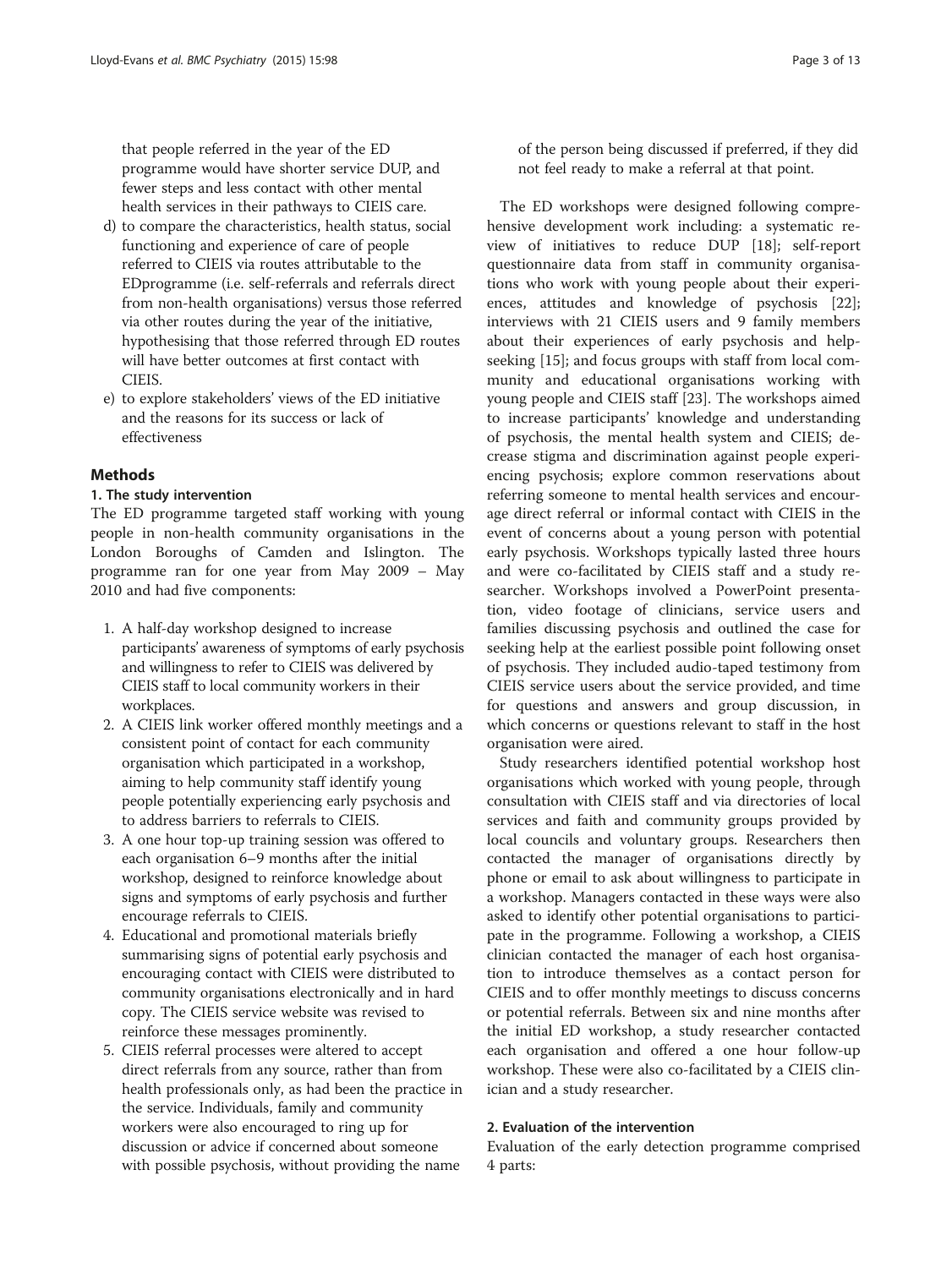that people referred in the year of the ED programme would have shorter service DUP, and fewer steps and less contact with other mental health services in their pathways to CIEIS care.

d) to compare the characteristics, health status, social functioning and experience of care of people referred to CIEIS via routes attributable to the EDprogramme (i.e. self-referrals and referrals direct from non-health organisations) versus those referred via other routes during the year of the initiative, hypothesising that those referred through ED routes will have better outcomes at first contact with CIEIS.
e) to explore stakeholders' views of the ED initiative and the reasons for its success or lack of effectiveness

## Methods

### 1. The study intervention

The ED programme targeted staff working with young people in non-health community organisations in the London Boroughs of Camden and Islington. The programme ran for one year from May 2009 – May 2010 and had five components:

1. A half-day workshop designed to increase participants' awareness of symptoms of early psychosis and willingness to refer to CIEIS was delivered by CIEIS staff to local community workers in their workplaces.
2. A CIEIS link worker offered monthly meetings and a consistent point of contact for each community organisation which participated in a workshop, aiming to help community staff identify young people potentially experiencing early psychosis and to address barriers to referrals to CIEIS.
3. A one hour top-up training session was offered to each organisation 6–9 months after the initial workshop, designed to reinforce knowledge about signs and symptoms of early psychosis and further encourage referrals to CIEIS.
4. Educational and promotional materials briefly summarising signs of potential early psychosis and encouraging contact with CIEIS were distributed to community organisations electronically and in hard copy. The CIEIS service website was revised to reinforce these messages prominently.
5. CIEIS referral processes were altered to accept direct referrals from any source, rather than from health professionals only, as had been the practice in the service. Individuals, family and community workers were also encouraged to ring up for discussion or advice if concerned about someone with possible psychosis, without providing the name of the person being discussed if preferred, if they did not feel ready to make a referral at that point.

The ED workshops were designed following comprehensive development work including: a systematic review of initiatives to reduce DUP [18]; self-report questionnaire data from staff in community organisations who work with young people about their experiences, attitudes and knowledge of psychosis [22]; interviews with 21 CIEIS users and 9 family members about their experiences of early psychosis and help-seeking [15]; and focus groups with staff from local community and educational organisations working with young people and CIEIS staff [23]. The workshops aimed to increase participants' knowledge and understanding of psychosis, the mental health system and CIEIS; decrease stigma and discrimination against people experiencing psychosis; explore common reservations about referring someone to mental health services and encourage direct referral or informal contact with CIEIS in the event of concerns about a young person with potential early psychosis. Workshops typically lasted three hours and were co-facilitated by CIEIS staff and a study researcher. Workshops involved a PowerPoint presentation, video footage of clinicians, service users and families discussing psychosis and outlined the case for seeking help at the earliest possible point following onset of psychosis. They included audio-taped testimony from CIEIS service users about the service provided, and time for questions and answers and group discussion, in which concerns or questions relevant to staff in the host organisation were aired.

Study researchers identified potential workshop host organisations which worked with young people, through consultation with CIEIS staff and via directories of local services and faith and community groups provided by local councils and voluntary groups. Researchers then contacted the manager of organisations directly by phone or email to ask about willingness to participate in a workshop. Managers contacted in these ways were also asked to identify other potential organisations to participate in the programme. Following a workshop, a CIEIS clinician contacted the manager of each host organisation to introduce themselves as a contact person for CIEIS and to offer monthly meetings to discuss concerns or potential referrals. Between six and nine months after the initial ED workshop, a study researcher contacted each organisation and offered a one hour follow-up workshop. These were also co-facilitated by a CIEIS clinician and a study researcher.

### 2. Evaluation of the intervention

Evaluation of the early detection programme comprised 4 parts: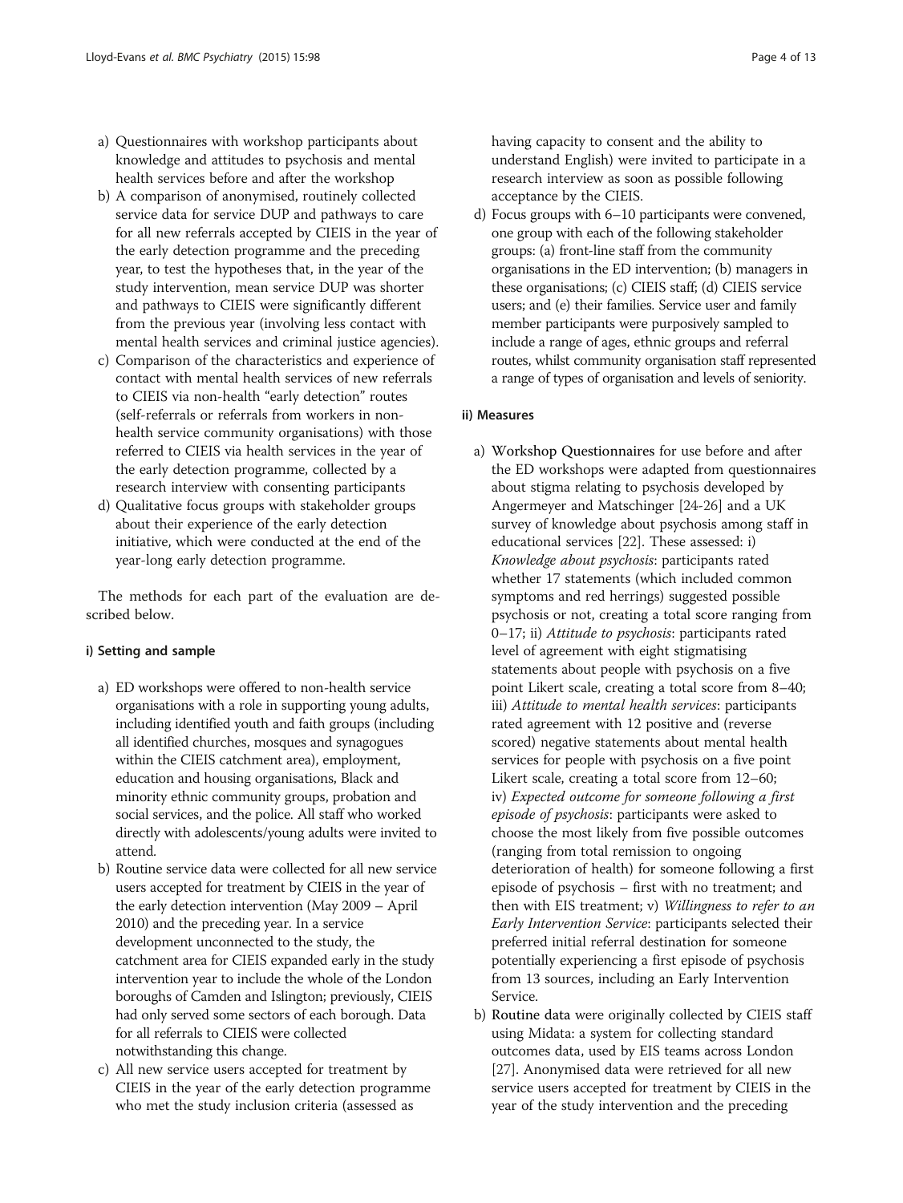a) Questionnaires with workshop participants about knowledge and attitudes to psychosis and mental health services before and after the workshop
b) A comparison of anonymised, routinely collected service data for service DUP and pathways to care for all new referrals accepted by CIEIS in the year of the early detection programme and the preceding year, to test the hypotheses that, in the year of the study intervention, mean service DUP was shorter and pathways to CIEIS were significantly different from the previous year (involving less contact with mental health services and criminal justice agencies).
c) Comparison of the characteristics and experience of contact with mental health services of new referrals to CIEIS via non-health "early detection" routes (self-referrals or referrals from workers in non-health service community organisations) with those referred to CIEIS via health services in the year of the early detection programme, collected by a research interview with consenting participants
d) Qualitative focus groups with stakeholder groups about their experience of the early detection initiative, which were conducted at the end of the year-long early detection programme.

The methods for each part of the evaluation are described below.

#### i) Setting and sample

a) ED workshops were offered to non-health service organisations with a role in supporting young adults, including identified youth and faith groups (including all identified churches, mosques and synagogues within the CIEIS catchment area), employment, education and housing organisations, Black and minority ethnic community groups, probation and social services, and the police. All staff who worked directly with adolescents/young adults were invited to attend.
b) Routine service data were collected for all new service users accepted for treatment by CIEIS in the year of the early detection intervention (May 2009 – April 2010) and the preceding year. In a service development unconnected to the study, the catchment area for CIEIS expanded early in the study intervention year to include the whole of the London boroughs of Camden and Islington; previously, CIEIS had only served some sectors of each borough. Data for all referrals to CIEIS were collected notwithstanding this change.
c) All new service users accepted for treatment by CIEIS in the year of the early detection programme who met the study inclusion criteria (assessed as having capacity to consent and the ability to understand English) were invited to participate in a research interview as soon as possible following acceptance by the CIEIS.
d) Focus groups with 6–10 participants were convened, one group with each of the following stakeholder groups: (a) front-line staff from the community organisations in the ED intervention; (b) managers in these organisations; (c) CIEIS staff; (d) CIEIS service users; and (e) their families. Service user and family member participants were purposively sampled to include a range of ages, ethnic groups and referral routes, whilst community organisation staff represented a range of types of organisation and levels of seniority.

#### ii) Measures

a) **Workshop Questionnaires** for use before and after the ED workshops were adapted from questionnaires about stigma relating to psychosis developed by Angermeyer and Matschinger [24-26] and a UK survey of knowledge about psychosis among staff in educational services [22]. These assessed: i) *Knowledge about psychosis*: participants rated whether 17 statements (which included common symptoms and red herrings) suggested possible psychosis or not, creating a total score ranging from 0–17; ii) *Attitude to psychosis*: participants rated level of agreement with eight stigmatising statements about people with psychosis on a five point Likert scale, creating a total score from 8–40; iii) *Attitude to mental health services*: participants rated agreement with 12 positive and (reverse scored) negative statements about mental health services for people with psychosis on a five point Likert scale, creating a total score from 12–60; iv) *Expected outcome for someone following a first episode of psychosis*: participants were asked to choose the most likely from five possible outcomes (ranging from total remission to ongoing deterioration of health) for someone following a first episode of psychosis – first with no treatment; and then with EIS treatment; v) *Willingness to refer to an Early Intervention Service*: participants selected their preferred initial referral destination for someone potentially experiencing a first episode of psychosis from 13 sources, including an Early Intervention Service.
b) **Routine data** were originally collected by CIEIS staff using Midata: a system for collecting standard outcomes data, used by EIS teams across London [27]. Anonymised data were retrieved for all new service users accepted for treatment by CIEIS in the year of the study intervention and the preceding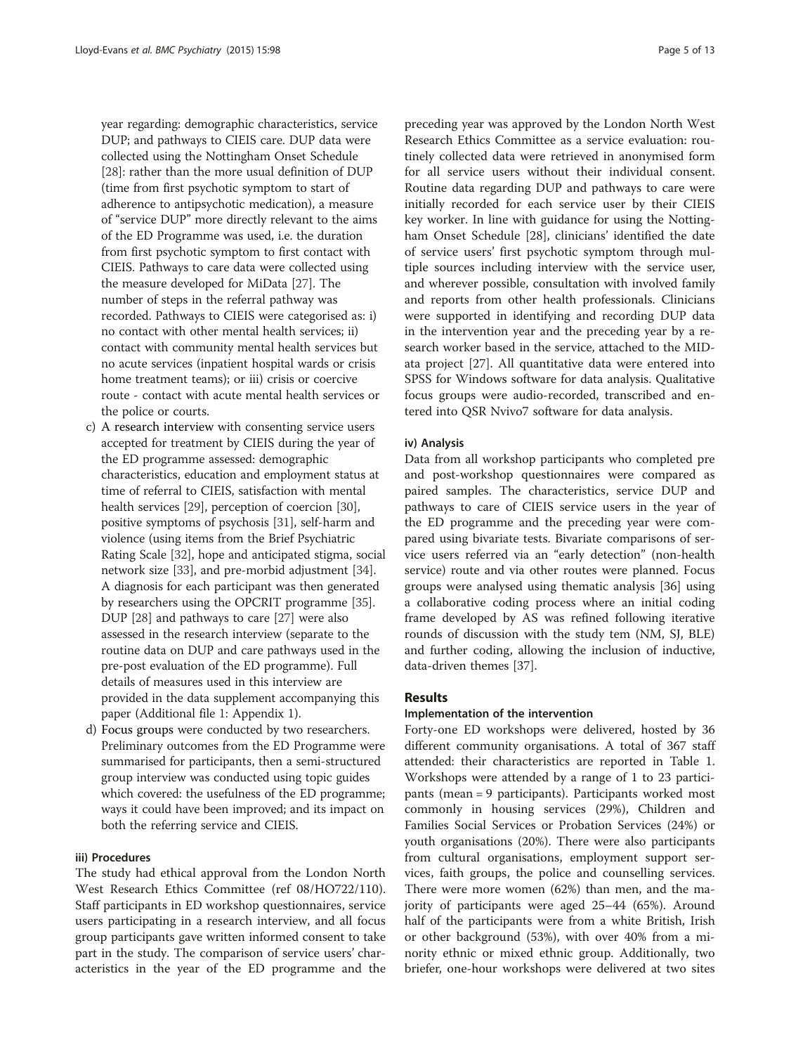year regarding: demographic characteristics, service DUP; and pathways to CIEIS care. DUP data were collected using the Nottingham Onset Schedule [28]: rather than the more usual definition of DUP (time from first psychotic symptom to start of adherence to antipsychotic medication), a measure of "service DUP" more directly relevant to the aims of the ED Programme was used, i.e. the duration from first psychotic symptom to first contact with CIEIS. Pathways to care data were collected using the measure developed for MiData [27]. The number of steps in the referral pathway was recorded. Pathways to CIEIS were categorised as: i) no contact with other mental health services; ii) contact with community mental health services but no acute services (inpatient hospital wards or crisis home treatment teams); or iii) crisis or coercive route - contact with acute mental health services or the police or courts.

c) **A research interview** with consenting service users accepted for treatment by CIEIS during the year of the ED programme assessed: demographic characteristics, education and employment status at time of referral to CIEIS, satisfaction with mental health services [29], perception of coercion [30], positive symptoms of psychosis [31], self-harm and violence (using items from the Brief Psychiatric Rating Scale [32], hope and anticipated stigma, social network size [33], and pre-morbid adjustment [34]. A diagnosis for each participant was then generated by researchers using the OPCRIT programme [35]. DUP [28] and pathways to care [27] were also assessed in the research interview (separate to the routine data on DUP and care pathways used in the pre-post evaluation of the ED programme). Full details of measures used in this interview are provided in the data supplement accompanying this paper (Additional file 1: Appendix 1).

d) **Focus groups** were conducted by two researchers. Preliminary outcomes from the ED Programme were summarised for participants, then a semi-structured group interview was conducted using topic guides which covered: the usefulness of the ED programme; ways it could have been improved; and its impact on both the referring service and CIEIS.

#### iii) Procedures

The study had ethical approval from the London North West Research Ethics Committee (ref 08/HO722/110). Staff participants in ED workshop questionnaires, service users participating in a research interview, and all focus group participants gave written informed consent to take part in the study. The comparison of service users' characteristics in the year of the ED programme and the preceding year was approved by the London North West Research Ethics Committee as a service evaluation: routinely collected data were retrieved in anonymised form for all service users without their individual consent. Routine data regarding DUP and pathways to care were initially recorded for each service user by their CIEIS key worker. In line with guidance for using the Nottingham Onset Schedule [28], clinicians' identified the date of service users' first psychotic symptom through multiple sources including interview with the service user, and wherever possible, consultation with involved family and reports from other health professionals. Clinicians were supported in identifying and recording DUP data in the intervention year and the preceding year by a research worker based in the service, attached to the MIData project [27]. All quantitative data were entered into SPSS for Windows software for data analysis. Qualitative focus groups were audio-recorded, transcribed and entered into QSR Nvivo7 software for data analysis.

#### iv) Analysis

Data from all workshop participants who completed pre and post-workshop questionnaires were compared as paired samples. The characteristics, service DUP and pathways to care of CIEIS service users in the year of the ED programme and the preceding year were compared using bivariate tests. Bivariate comparisons of service users referred via an "early detection" (non-health service) route and via other routes were planned. Focus groups were analysed using thematic analysis [36] using a collaborative coding process where an initial coding frame developed by AS was refined following iterative rounds of discussion with the study tem (NM, SJ, BLE) and further coding, allowing the inclusion of inductive, data-driven themes [37].

## Results

### Implementation of the intervention

Forty-one ED workshops were delivered, hosted by 36 different community organisations. A total of 367 staff attended: their characteristics are reported in Table 1. Workshops were attended by a range of 1 to 23 participants (mean = 9 participants). Participants worked most commonly in housing services (29%), Children and Families Social Services or Probation Services (24%) or youth organisations (20%). There were also participants from cultural organisations, employment support services, faith groups, the police and counselling services. There were more women (62%) than men, and the majority of participants were aged 25–44 (65%). Around half of the participants were from a white British, Irish or other background (53%), with over 40% from a minority ethnic or mixed ethnic group. Additionally, two briefer, one-hour workshops were delivered at two sites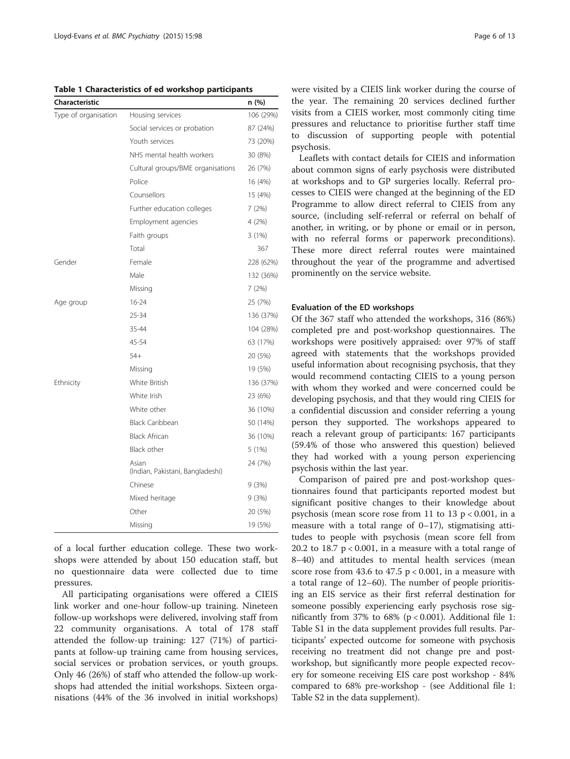**Table 1 Characteristics of ed workshop participants**

| Characteristic | | n (%) |
|---|---|---|
| Type of organisation | Housing services | 106 (29%) |
| | Social services or probation | 87 (24%) |
| | Youth services | 73 (20%) |
| | NHS mental health workers | 30 (8%) |
| | Cultural groups/BME organisations | 26 (7%) |
| | Police | 16 (4%) |
| | Counsellors | 15 (4%) |
| | Further education colleges | 7 (2%) |
| | Employment agencies | 4 (2%) |
| | Faith groups | 3 (1%) |
| | Total | 367 |
| Gender | Female | 228 (62%) |
| | Male | 132 (36%) |
| | Missing | 7 (2%) |
| Age group | 16-24 | 25 (7%) |
| | 25-34 | 136 (37%) |
| | 35-44 | 104 (28%) |
| | 45-54 | 63 (17%) |
| | 54+ | 20 (5%) |
| | Missing | 19 (5%) |
| Ethnicity | White British | 136 (37%) |
| | White Irish | 23 (6%) |
| | White other | 36 (10%) |
| | Black Caribbean | 50 (14%) |
| | Black African | 36 (10%) |
| | Black other | 5 (1%) |
| | Asian (Indian, Pakistani, Bangladeshi) | 24 (7%) |
| | Chinese | 9 (3%) |
| | Mixed heritage | 9 (3%) |
| | Other | 20 (5%) |
| | Missing | 19 (5%) |

of a local further education college. These two workshops were attended by about 150 education staff, but no questionnaire data were collected due to time pressures.

All participating organisations were offered a CIEIS link worker and one-hour follow-up training. Nineteen follow-up workshops were delivered, involving staff from 22 community organisations. A total of 178 staff attended the follow-up training: 127 (71%) of participants at follow-up training came from housing services, social services or probation services, or youth groups. Only 46 (26%) of staff who attended the follow-up workshops had attended the initial workshops. Sixteen organisations (44% of the 36 involved in initial workshops) were visited by a CIEIS link worker during the course of the year. The remaining 20 services declined further visits from a CIEIS worker, most commonly citing time pressures and reluctance to prioritise further staff time to discussion of supporting people with potential psychosis.

Leaflets with contact details for CIEIS and information about common signs of early psychosis were distributed at workshops and to GP surgeries locally. Referral processes to CIEIS were changed at the beginning of the ED Programme to allow direct referral to CIEIS from any source, (including self-referral or referral on behalf of another, in writing, or by phone or email or in person, with no referral forms or paperwork preconditions). These more direct referral routes were maintained throughout the year of the programme and advertised prominently on the service website.

#### Evaluation of the ED workshops

Of the 367 staff who attended the workshops, 316 (86%) completed pre and post-workshop questionnaires. The workshops were positively appraised: over 97% of staff agreed with statements that the workshops provided useful information about recognising psychosis, that they would recommend contacting CIEIS to a young person with whom they worked and were concerned could be developing psychosis, and that they would ring CIEIS for a confidential discussion and consider referring a young person they supported. The workshops appeared to reach a relevant group of participants: 167 participants (59.4% of those who answered this question) believed they had worked with a young person experiencing psychosis within the last year.

Comparison of paired pre and post-workshop questionnaires found that participants reported modest but significant positive changes to their knowledge about psychosis (mean score rose from 11 to 13 $p < 0.001$, in a measure with a total range of 0–17), stigmatising attitudes to people with psychosis (mean score fell from 20.2 to 18.7 $p < 0.001$, in a measure with a total range of 8–40) and attitudes to mental health services (mean score rose from 43.6 to 47.5 $p < 0.001$, in a measure with a total range of 12–60). The number of people prioritising an EIS service as their first referral destination for someone possibly experiencing early psychosis rose significantly from 37% to 68% ($p < 0.001$). Additional file 1: Table S1 in the data supplement provides full results. Participants' expected outcome for someone with psychosis receiving no treatment did not change pre and post-workshop, but significantly more people expected recovery for someone receiving EIS care post workshop - 84% compared to 68% pre-workshop - (see Additional file 1: Table S2 in the data supplement).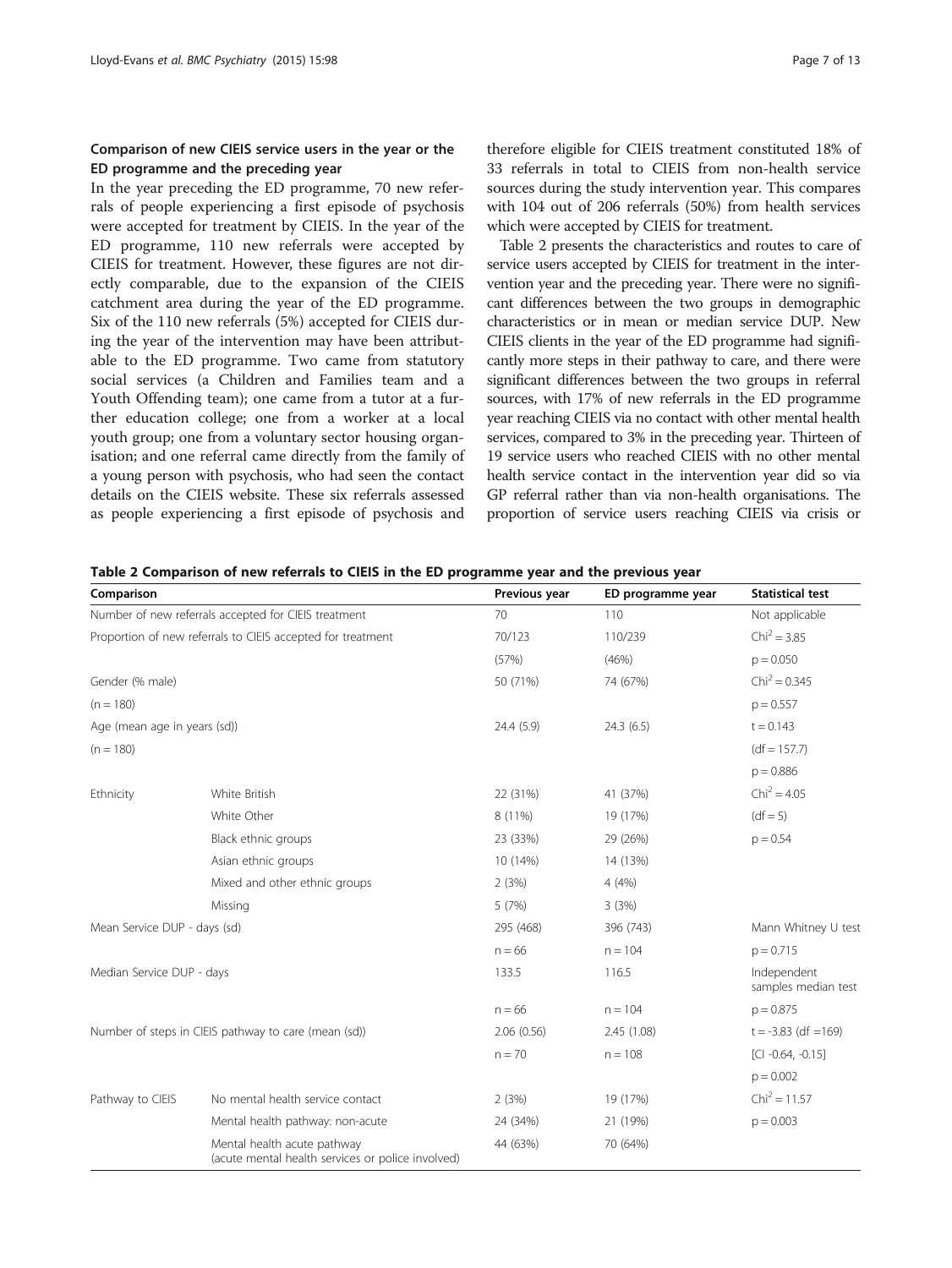### Comparison of new CIEIS service users in the year or the ED programme and the preceding year

In the year preceding the ED programme, 70 new referrals of people experiencing a first episode of psychosis were accepted for treatment by CIEIS. In the year of the ED programme, 110 new referrals were accepted by CIEIS for treatment. However, these figures are not directly comparable, due to the expansion of the CIEIS catchment area during the year of the ED programme. Six of the 110 new referrals (5%) accepted for CIEIS during the year of the intervention may have been attributable to the ED programme. Two came from statutory social services (a Children and Families team and a Youth Offending team); one came from a tutor at a further education college; one from a worker at a local youth group; one from a voluntary sector housing organisation; and one referral came directly from the family of a young person with psychosis, who had seen the contact details on the CIEIS website. These six referrals assessed as people experiencing a first episode of psychosis and therefore eligible for CIEIS treatment constituted 18% of 33 referrals in total to CIEIS from non-health service sources during the study intervention year. This compares with 104 out of 206 referrals (50%) from health services which were accepted by CIEIS for treatment.

Table 2 presents the characteristics and routes to care of service users accepted by CIEIS for treatment in the intervention year and the preceding year. There were no significant differences between the two groups in demographic characteristics or in mean or median service DUP. New CIEIS clients in the year of the ED programme had significantly more steps in their pathway to care, and there were significant differences between the two groups in referral sources, with 17% of new referrals in the ED programme year reaching CIEIS via no contact with other mental health services, compared to 3% in the preceding year. Thirteen of 19 service users who reached CIEIS with no other mental health service contact in the intervention year did so via GP referral rather than via non-health organisations. The proportion of service users reaching CIEIS via crisis or

**Table 2 Comparison of new referrals to CIEIS in the ED programme year and the previous year**

| Comparison | | Previous year | ED programme year | Statistical test |
|---|---|---|---|---|
| Number of new referrals accepted for CIEIS treatment | | 70 | 110 | Not applicable |
| Proportion of new referrals to CIEIS accepted for treatment | | 70/123 | 110/239 | $Chi^2 = 3.85$ |
| | | (57%) | (46%) | $p = 0.050$ |
| Gender (% male) | | 50 (71%) | 74 (67%) | $Chi^2 = 0.345$ |
| (n = 180) | | | | $p = 0.557$ |
| Age (mean age in years (sd)) | | 24.4 (5.9) | 24.3 (6.5) | $t = 0.143$ |
| (n = 180) | | | | (df = 157.7) |
| | | | | $p = 0.886$ |
| Ethnicity | White British | 22 (31%) | 41 (37%) | $Chi^2 = 4.05$ |
| | White Other | 8 (11%) | 19 (17%) | (df = 5) |
| | Black ethnic groups | 23 (33%) | 29 (26%) | $p = 0.54$ |
| | Asian ethnic groups | 10 (14%) | 14 (13%) | |
| | Mixed and other ethnic groups | 2 (3%) | 4 (4%) | |
| | Missing | 5 (7%) | 3 (3%) | |
| Mean Service DUP - days (sd) | | 295 (468) | 396 (743) | Mann Whitney U test |
| | | n = 66 | n = 104 | $p = 0.715$ |
| Median Service DUP - days | | 133.5 | 116.5 | Independent samples median test |
| | | n = 66 | n = 104 | $p = 0.875$ |
| Number of steps in CIEIS pathway to care (mean (sd)) | | 2.06 (0.56) | 2.45 (1.08) | $t = -3.83$ (df =169) |
| | | n = 70 | n = 108 | [CI -0.64, -0.15] |
| | | | | $p = 0.002$ |
| Pathway to CIEIS | No mental health service contact | 2 (3%) | 19 (17%) | $Chi^2 = 11.57$ |
| | Mental health pathway: non-acute | 24 (34%) | 21 (19%) | $p = 0.003$ |
| | Mental health acute pathway (acute mental health services or police involved) | 44 (63%) | 70 (64%) | |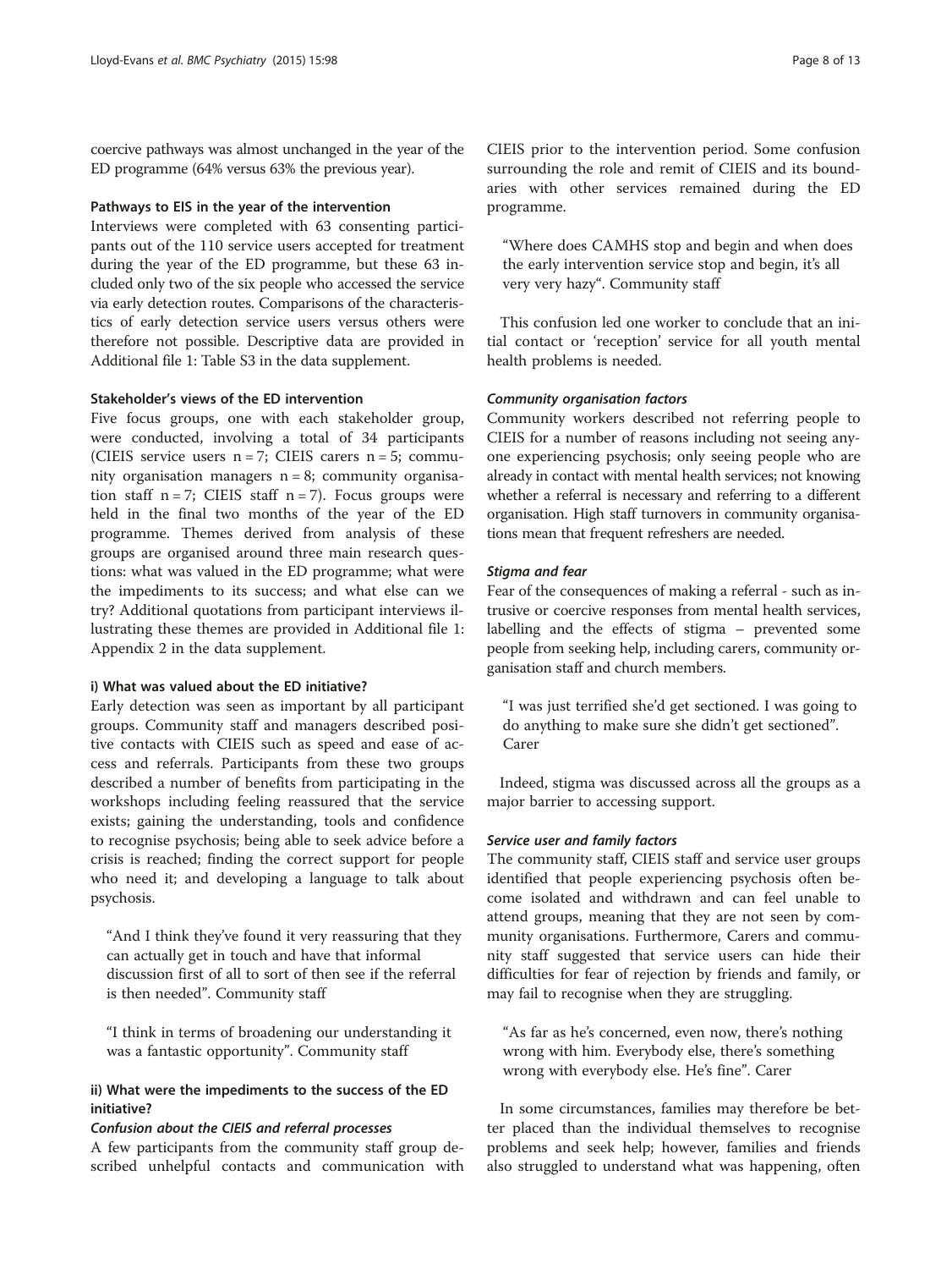coercive pathways was almost unchanged in the year of the ED programme (64% versus 63% the previous year).

#### Pathways to EIS in the year of the intervention

Interviews were completed with 63 consenting participants out of the 110 service users accepted for treatment during the year of the ED programme, but these 63 included only two of the six people who accessed the service via early detection routes. Comparisons of the characteristics of early detection service users versus others were therefore not possible. Descriptive data are provided in Additional file 1: Table S3 in the data supplement.

#### Stakeholder's views of the ED intervention

Five focus groups, one with each stakeholder group, were conducted, involving a total of 34 participants (CIEIS service users n = 7; CIEIS carers n = 5; community organisation managers n = 8; community organisation staff n = 7; CIEIS staff n = 7). Focus groups were held in the final two months of the year of the ED programme. Themes derived from analysis of these groups are organised around three main research questions: what was valued in the ED programme; what were the impediments to its success; and what else can we try? Additional quotations from participant interviews illustrating these themes are provided in Additional file 1: Appendix 2 in the data supplement.

#### i) What was valued about the ED initiative?

Early detection was seen as important by all participant groups. Community staff and managers described positive contacts with CIEIS such as speed and ease of access and referrals. Participants from these two groups described a number of benefits from participating in the workshops including feeling reassured that the service exists; gaining the understanding, tools and confidence to recognise psychosis; being able to seek advice before a crisis is reached; finding the correct support for people who need it; and developing a language to talk about psychosis.

> "And I think they've found it very reassuring that they can actually get in touch and have that informal discussion first of all to sort of then see if the referral is then needed". Community staff

> "I think in terms of broadening our understanding it was a fantastic opportunity". Community staff

#### ii) What were the impediments to the success of the ED initiative?

##### *Confusion about the CIEIS and referral processes*

A few participants from the community staff group described unhelpful contacts and communication with CIEIS prior to the intervention period. Some confusion surrounding the role and remit of CIEIS and its boundaries with other services remained during the ED programme.

> "Where does CAMHS stop and begin and when does the early intervention service stop and begin, it's all very very hazy". Community staff

This confusion led one worker to conclude that an initial contact or 'reception' service for all youth mental health problems is needed.

##### *Community organisation factors*

Community workers described not referring people to CIEIS for a number of reasons including not seeing anyone experiencing psychosis; only seeing people who are already in contact with mental health services; not knowing whether a referral is necessary and referring to a different organisation. High staff turnovers in community organisations mean that frequent refreshers are needed.

##### *Stigma and fear*

Fear of the consequences of making a referral - such as intrusive or coercive responses from mental health services, labelling and the effects of stigma – prevented some people from seeking help, including carers, community organisation staff and church members.

> "I was just terrified she'd get sectioned. I was going to do anything to make sure she didn't get sectioned". Carer

Indeed, stigma was discussed across all the groups as a major barrier to accessing support.

##### *Service user and family factors*

The community staff, CIEIS staff and service user groups identified that people experiencing psychosis often become isolated and withdrawn and can feel unable to attend groups, meaning that they are not seen by community organisations. Furthermore, Carers and community staff suggested that service users can hide their difficulties for fear of rejection by friends and family, or may fail to recognise when they are struggling.

> "As far as he's concerned, even now, there's nothing wrong with him. Everybody else, there's something wrong with everybody else. He's fine". Carer

In some circumstances, families may therefore be better placed than the individual themselves to recognise problems and seek help; however, families and friends also struggled to understand what was happening, often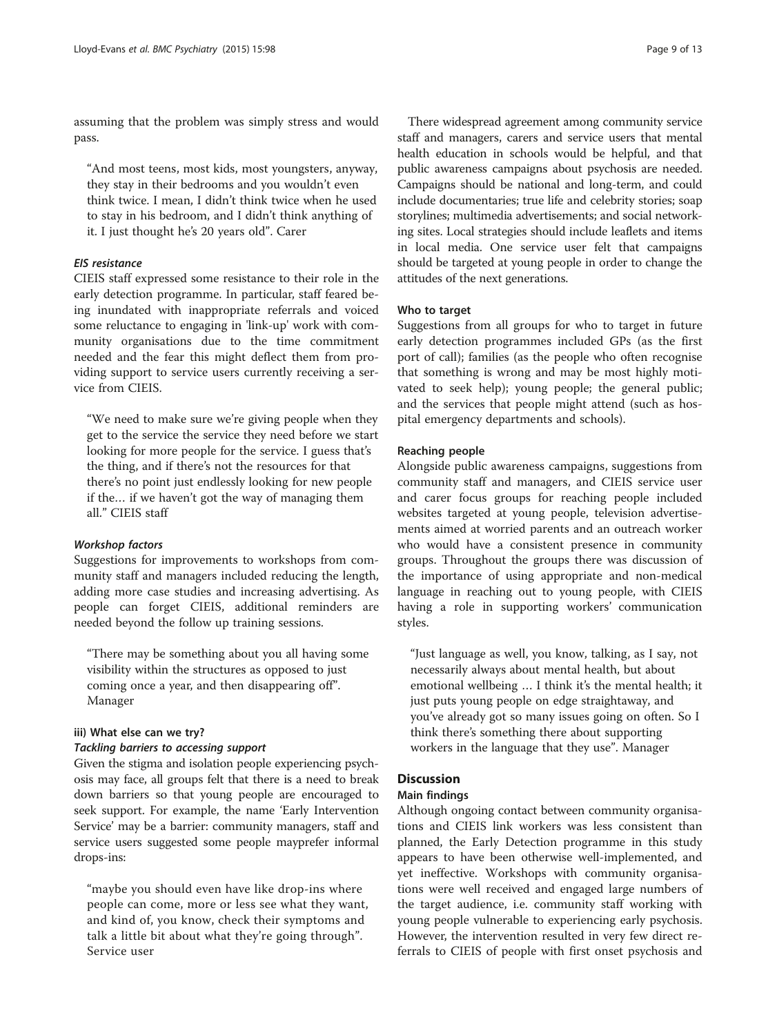assuming that the problem was simply stress and would pass.

> "And most teens, most kids, most youngsters, anyway, they stay in their bedrooms and you wouldn't even think twice. I mean, I didn't think twice when he used to stay in his bedroom, and I didn't think anything of it. I just thought he's 20 years old". Carer

#### *EIS resistance*

CIEIS staff expressed some resistance to their role in the early detection programme. In particular, staff feared being inundated with inappropriate referrals and voiced some reluctance to engaging in 'link-up' work with community organisations due to the time commitment needed and the fear this might deflect them from providing support to service users currently receiving a service from CIEIS.

> "We need to make sure we're giving people when they get to the service the service they need before we start looking for more people for the service. I guess that's the thing, and if there's not the resources for that there's no point just endlessly looking for new people if the… if we haven't got the way of managing them all." CIEIS staff

#### *Workshop factors*

Suggestions for improvements to workshops from community staff and managers included reducing the length, adding more case studies and increasing advertising. As people can forget CIEIS, additional reminders are needed beyond the follow up training sessions.

> "There may be something about you all having some visibility within the structures as opposed to just coming once a year, and then disappearing off". Manager

### iii) What else can we try?

#### *Tackling barriers to accessing support*

Given the stigma and isolation people experiencing psychosis may face, all groups felt that there is a need to break down barriers so that young people are encouraged to seek support. For example, the name 'Early Intervention Service' may be a barrier: community managers, staff and service users suggested some people mayprefer informal drops-ins:

> "maybe you should even have like drop-ins where people can come, more or less see what they want, and kind of, you know, check their symptoms and talk a little bit about what they're going through". Service user

There widespread agreement among community service staff and managers, carers and service users that mental health education in schools would be helpful, and that public awareness campaigns about psychosis are needed. Campaigns should be national and long-term, and could include documentaries; true life and celebrity stories; soap storylines; multimedia advertisements; and social networking sites. Local strategies should include leaflets and items in local media. One service user felt that campaigns should be targeted at young people in order to change the attitudes of the next generations.

#### Who to target

Suggestions from all groups for who to target in future early detection programmes included GPs (as the first port of call); families (as the people who often recognise that something is wrong and may be most highly motivated to seek help); young people; the general public; and the services that people might attend (such as hospital emergency departments and schools).

#### Reaching people

Alongside public awareness campaigns, suggestions from community staff and managers, and CIEIS service user and carer focus groups for reaching people included websites targeted at young people, television advertisements aimed at worried parents and an outreach worker who would have a consistent presence in community groups. Throughout the groups there was discussion of the importance of using appropriate and non-medical language in reaching out to young people, with CIEIS having a role in supporting workers' communication styles.

> "Just language as well, you know, talking, as I say, not necessarily always about mental health, but about emotional wellbeing … I think it's the mental health; it just puts young people on edge straightaway, and you've already got so many issues going on often. So I think there's something there about supporting workers in the language that they use". Manager

## Discussion

### Main findings

Although ongoing contact between community organisations and CIEIS link workers was less consistent than planned, the Early Detection programme in this study appears to have been otherwise well-implemented, and yet ineffective. Workshops with community organisations were well received and engaged large numbers of the target audience, i.e. community staff working with young people vulnerable to experiencing early psychosis. However, the intervention resulted in very few direct referrals to CIEIS of people with first onset psychosis and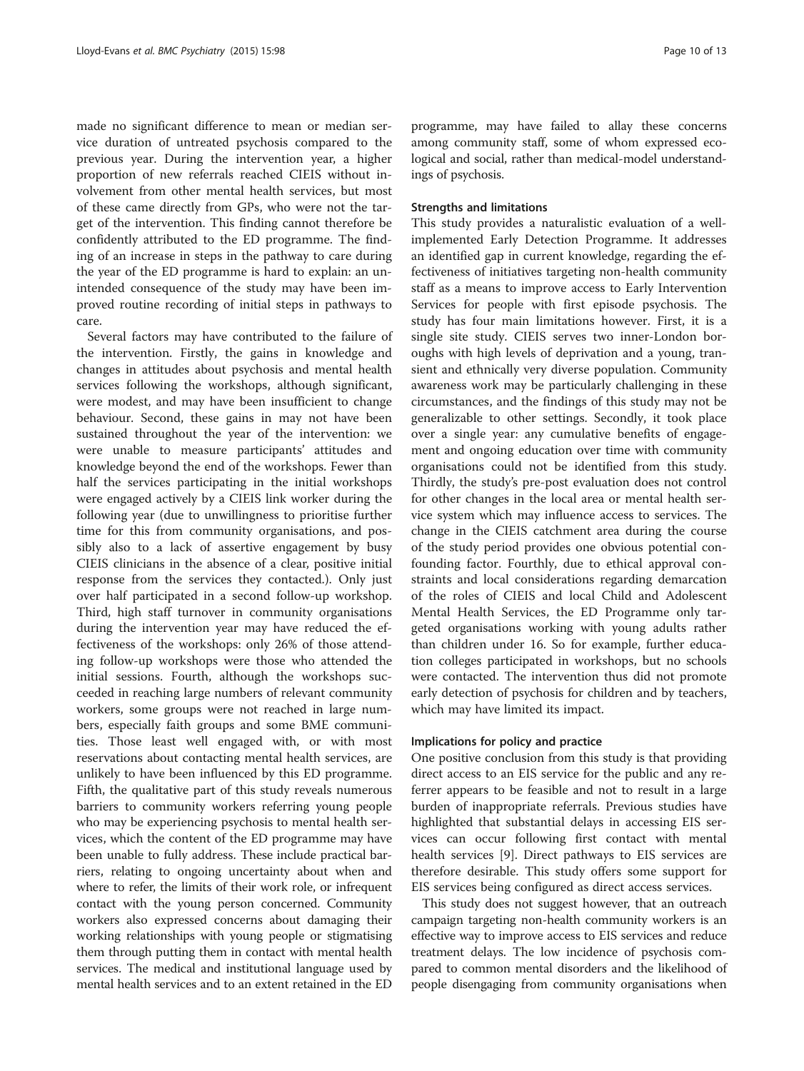made no significant difference to mean or median service duration of untreated psychosis compared to the previous year. During the intervention year, a higher proportion of new referrals reached CIEIS without involvement from other mental health services, but most of these came directly from GPs, who were not the target of the intervention. This finding cannot therefore be confidently attributed to the ED programme. The finding of an increase in steps in the pathway to care during the year of the ED programme is hard to explain: an unintended consequence of the study may have been improved routine recording of initial steps in pathways to care.

Several factors may have contributed to the failure of the intervention. Firstly, the gains in knowledge and changes in attitudes about psychosis and mental health services following the workshops, although significant, were modest, and may have been insufficient to change behaviour. Second, these gains in may not have been sustained throughout the year of the intervention: we were unable to measure participants' attitudes and knowledge beyond the end of the workshops. Fewer than half the services participating in the initial workshops were engaged actively by a CIEIS link worker during the following year (due to unwillingness to prioritise further time for this from community organisations, and possibly also to a lack of assertive engagement by busy CIEIS clinicians in the absence of a clear, positive initial response from the services they contacted.). Only just over half participated in a second follow-up workshop. Third, high staff turnover in community organisations during the intervention year may have reduced the effectiveness of the workshops: only 26% of those attending follow-up workshops were those who attended the initial sessions. Fourth, although the workshops succeeded in reaching large numbers of relevant community workers, some groups were not reached in large numbers, especially faith groups and some BME communities. Those least well engaged with, or with most reservations about contacting mental health services, are unlikely to have been influenced by this ED programme. Fifth, the qualitative part of this study reveals numerous barriers to community workers referring young people who may be experiencing psychosis to mental health services, which the content of the ED programme may have been unable to fully address. These include practical barriers, relating to ongoing uncertainty about when and where to refer, the limits of their work role, or infrequent contact with the young person concerned. Community workers also expressed concerns about damaging their working relationships with young people or stigmatising them through putting them in contact with mental health services. The medical and institutional language used by mental health services and to an extent retained in the ED programme, may have failed to allay these concerns among community staff, some of whom expressed ecological and social, rather than medical-model understandings of psychosis.

### Strengths and limitations

This study provides a naturalistic evaluation of a well-implemented Early Detection Programme. It addresses an identified gap in current knowledge, regarding the effectiveness of initiatives targeting non-health community staff as a means to improve access to Early Intervention Services for people with first episode psychosis. The study has four main limitations however. First, it is a single site study. CIEIS serves two inner-London boroughs with high levels of deprivation and a young, transient and ethnically very diverse population. Community awareness work may be particularly challenging in these circumstances, and the findings of this study may not be generalizable to other settings. Secondly, it took place over a single year: any cumulative benefits of engagement and ongoing education over time with community organisations could not be identified from this study. Thirdly, the study's pre-post evaluation does not control for other changes in the local area or mental health service system which may influence access to services. The change in the CIEIS catchment area during the course of the study period provides one obvious potential confounding factor. Fourthly, due to ethical approval constraints and local considerations regarding demarcation of the roles of CIEIS and local Child and Adolescent Mental Health Services, the ED Programme only targeted organisations working with young adults rather than children under 16. So for example, further education colleges participated in workshops, but no schools were contacted. The intervention thus did not promote early detection of psychosis for children and by teachers, which may have limited its impact.

### Implications for policy and practice

One positive conclusion from this study is that providing direct access to an EIS service for the public and any referrer appears to be feasible and not to result in a large burden of inappropriate referrals. Previous studies have highlighted that substantial delays in accessing EIS services can occur following first contact with mental health services [9]. Direct pathways to EIS services are therefore desirable. This study offers some support for EIS services being configured as direct access services.

This study does not suggest however, that an outreach campaign targeting non-health community workers is an effective way to improve access to EIS services and reduce treatment delays. The low incidence of psychosis compared to common mental disorders and the likelihood of people disengaging from community organisations when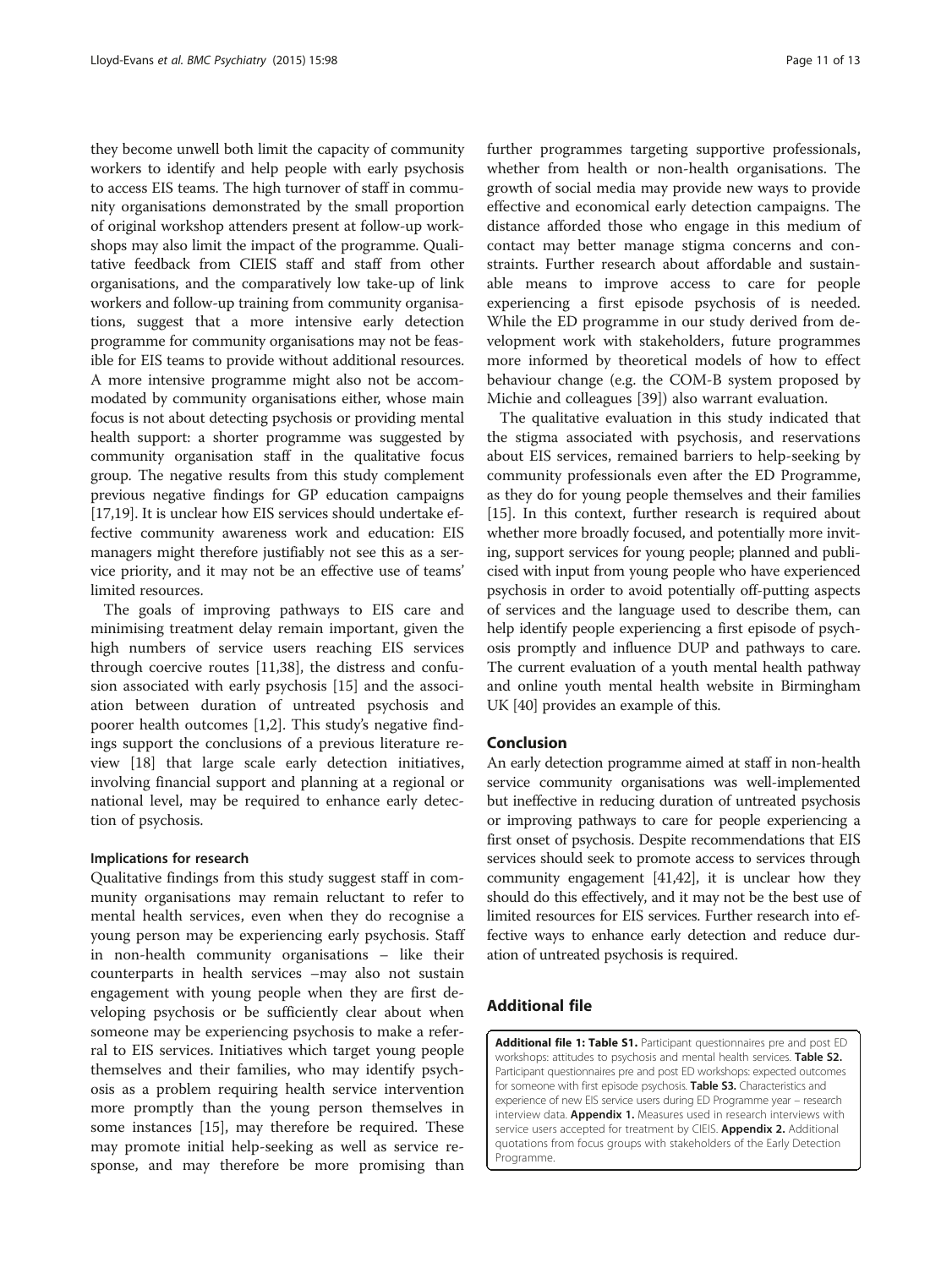they become unwell both limit the capacity of community workers to identify and help people with early psychosis to access EIS teams. The high turnover of staff in community organisations demonstrated by the small proportion of original workshop attenders present at follow-up workshops may also limit the impact of the programme. Qualitative feedback from CIEIS staff and staff from other organisations, and the comparatively low take-up of link workers and follow-up training from community organisations, suggest that a more intensive early detection programme for community organisations may not be feasible for EIS teams to provide without additional resources. A more intensive programme might also not be accommodated by community organisations either, whose main focus is not about detecting psychosis or providing mental health support: a shorter programme was suggested by community organisation staff in the qualitative focus group. The negative results from this study complement previous negative findings for GP education campaigns [17,19]. It is unclear how EIS services should undertake effective community awareness work and education: EIS managers might therefore justifiably not see this as a service priority, and it may not be an effective use of teams' limited resources.

The goals of improving pathways to EIS care and minimising treatment delay remain important, given the high numbers of service users reaching EIS services through coercive routes [11,38], the distress and confusion associated with early psychosis [15] and the association between duration of untreated psychosis and poorer health outcomes [1,2]. This study's negative findings support the conclusions of a previous literature review [18] that large scale early detection initiatives, involving financial support and planning at a regional or national level, may be required to enhance early detection of psychosis.

### Implications for research

Qualitative findings from this study suggest staff in community organisations may remain reluctant to refer to mental health services, even when they do recognise a young person may be experiencing early psychosis. Staff in non-health community organisations – like their counterparts in health services –may also not sustain engagement with young people when they are first developing psychosis or be sufficiently clear about when someone may be experiencing psychosis to make a referral to EIS services. Initiatives which target young people themselves and their families, who may identify psychosis as a problem requiring health service intervention more promptly than the young person themselves in some instances [15], may therefore be required. These may promote initial help-seeking as well as service response, and may therefore be more promising than further programmes targeting supportive professionals, whether from health or non-health organisations. The growth of social media may provide new ways to provide effective and economical early detection campaigns. The distance afforded those who engage in this medium of contact may better manage stigma concerns and constraints. Further research about affordable and sustainable means to improve access to care for people experiencing a first episode psychosis of is needed. While the ED programme in our study derived from development work with stakeholders, future programmes more informed by theoretical models of how to effect behaviour change (e.g. the COM-B system proposed by Michie and colleagues [39]) also warrant evaluation.

The qualitative evaluation in this study indicated that the stigma associated with psychosis, and reservations about EIS services, remained barriers to help-seeking by community professionals even after the ED Programme, as they do for young people themselves and their families [15]. In this context, further research is required about whether more broadly focused, and potentially more inviting, support services for young people; planned and publicised with input from young people who have experienced psychosis in order to avoid potentially off-putting aspects of services and the language used to describe them, can help identify people experiencing a first episode of psychosis promptly and influence DUP and pathways to care. The current evaluation of a youth mental health pathway and online youth mental health website in Birmingham UK [40] provides an example of this.

## Conclusion

An early detection programme aimed at staff in non-health service community organisations was well-implemented but ineffective in reducing duration of untreated psychosis or improving pathways to care for people experiencing a first onset of psychosis. Despite recommendations that EIS services should seek to promote access to services through community engagement [41,42], it is unclear how they should do this effectively, and it may not be the best use of limited resources for EIS services. Further research into effective ways to enhance early detection and reduce duration of untreated psychosis is required.

## Additional file

**Additional file 1: Table S1.** Participant questionnaires pre and post ED workshops: attitudes to psychosis and mental health services. **Table S2.** Participant questionnaires pre and post ED workshops: expected outcomes for someone with first episode psychosis. **Table S3.** Characteristics and experience of new EIS service users during ED Programme year – research interview data. **Appendix 1.** Measures used in research interviews with service users accepted for treatment by CIEIS. **Appendix 2.** Additional quotations from focus groups with stakeholders of the Early Detection Programme.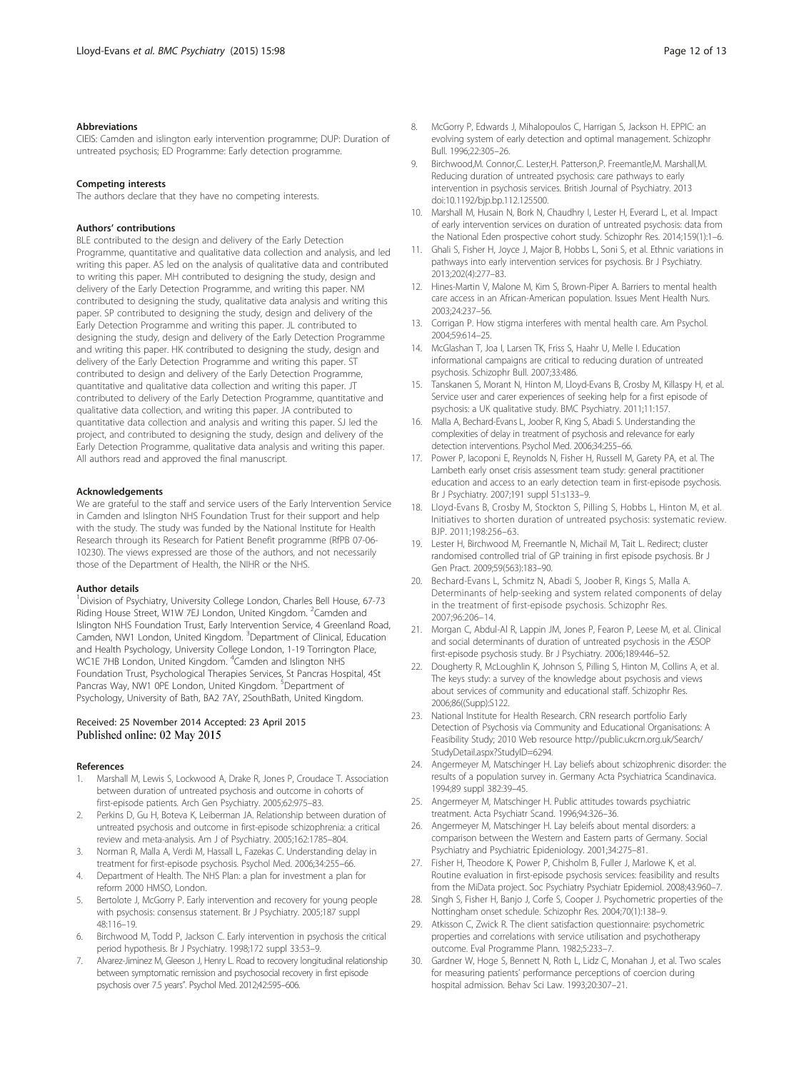### Abbreviations

CIEIS: Camden and islington early intervention programme; DUP: Duration of untreated psychosis; ED Programme: Early detection programme.

### Competing interests

The authors declare that they have no competing interests.

### Authors' contributions

BLE contributed to the design and delivery of the Early Detection Programme, quantitative and qualitative data collection and analysis, and led writing this paper. AS led on the analysis of qualitative data and contributed to writing this paper. MH contributed to designing the study, design and delivery of the Early Detection Programme, and writing this paper. NM contributed to designing the study, qualitative data analysis and writing this paper. SP contributed to designing the study, design and delivery of the Early Detection Programme and writing this paper. JL contributed to designing the study, design and delivery of the Early Detection Programme and writing this paper. HK contributed to designing the study, design and delivery of the Early Detection Programme and writing this paper. ST contributed to design and delivery of the Early Detection Programme, quantitative and qualitative data collection and writing this paper. JT contributed to delivery of the Early Detection Programme, quantitative and qualitative data collection, and writing this paper. JA contributed to quantitative data collection and analysis and writing this paper. SJ led the project, and contributed to designing the study, design and delivery of the Early Detection Programme, qualitative data analysis and writing this paper. All authors read and approved the final manuscript.

### Acknowledgements

We are grateful to the staff and service users of the Early Intervention Service in Camden and Islington NHS Foundation Trust for their support and help with the study. The study was funded by the National Institute for Health Research through its Research for Patient Benefit programme (RfPB 07-06-10230). The views expressed are those of the authors, and not necessarily those of the Department of Health, the NIHR or the NHS.

### Author details

[1]Division of Psychiatry, University College London, Charles Bell House, 67-73 Riding House Street, W1W 7EJ London, United Kingdom. [2]Camden and Islington NHS Foundation Trust, Early Intervention Service, 4 Greenland Road, Camden, NW1 London, United Kingdom. [3]Department of Clinical, Education and Health Psychology, University College London, 1-19 Torrington Place, WC1E 7HB London, United Kingdom. [4]Camden and Islington NHS Foundation Trust, Psychological Therapies Services, St Pancras Hospital, 4St Pancras Way, NW1 0PE London, United Kingdom. [5]Department of Psychology, University of Bath, BA2 7AY, 2SouthBath, United Kingdom.

Received: 25 November 2014 Accepted: 23 April 2015
Published online: 02 May 2015

### References

1. Marshall M, Lewis S, Lockwood A, Drake R, Jones P, Croudace T. Association between duration of untreated psychosis and outcome in cohorts of first-episode patients. Arch Gen Psychiatry. 2005;62:975–83.
2. Perkins D, Gu H, Boteva K, Leiberman JA. Relationship between duration of untreated psychosis and outcome in first-episode schizophrenia: a critical review and meta-analysis. Am J of Psychiatry. 2005;162:1785–804.
3. Norman R, Malla A, Verdi M, Hassall L, Fazekas C. Understanding delay in treatment for first-episode psychosis. Psychol Med. 2006;34:255–66.
4. Department of Health. The NHS Plan: a plan for investment a plan for reform 2000 HMSO, London.
5. Bertolote J, McGorry P. Early intervention and recovery for young people with psychosis: consensus statement. Br J Psychiatry. 2005;187 suppl 48:116–19.
6. Birchwood M, Todd P, Jackson C. Early intervention in psychosis the critical period hypothesis. Br J Psychiatry. 1998;172 suppl 33:53–9.
7. Alvarez-Jiminez M, Gleeson J, Henry L. Road to recovery longitudinal relationship between symptomatic remission and psychosocial recovery in first episode psychosis over 7.5 years". Psychol Med. 2012;42:595–606.
8. McGorry P, Edwards J, Mihalopoulos C, Harrigan S, Jackson H. EPPIC: an evolving system of early detection and optimal management. Schizophr Bull. 1996;22:305–26.
9. Birchwood,M. Connor,C. Lester,H. Patterson,P. Freemantle,M. Marshall,M. Reducing duration of untreated psychosis: care pathways to early intervention in psychosis services. British Journal of Psychiatry. 2013 doi:10.1192/bjp.bp.112.125500.
10. Marshall M, Husain N, Bork N, Chaudhry I, Lester H, Everard L, et al. Impact of early intervention services on duration of untreated psychosis: data from the National Eden prospective cohort study. Schizophr Res. 2014;159(1):1–6.
11. Ghali S, Fisher H, Joyce J, Major B, Hobbs L, Soni S, et al. Ethnic variations in pathways into early intervention services for psychosis. Br J Psychiatry. 2013;202(4):277–83.
12. Hines-Martin V, Malone M, Kim S, Brown-Piper A. Barriers to mental health care access in an African-American population. Issues Ment Health Nurs. 2003;24:237–56.
13. Corrigan P. How stigma interferes with mental health care. Am Psychol. 2004;59:614–25.
14. McGlashan T, Joa I, Larsen TK, Friss S, Haahr U, Melle I. Education informational campaigns are critical to reducing duration of untreated psychosis. Schizophr Bull. 2007;33:486.
15. Tanskanen S, Morant N, Hinton M, Lloyd-Evans B, Crosby M, Killaspy H, et al. Service user and carer experiences of seeking help for a first episode of psychosis: a UK qualitative study. BMC Psychiatry. 2011;11:157.
16. Malla A, Bechard-Evans L, Joober R, King S, Abadi S. Understanding the complexities of delay in treatment of psychosis and relevance for early detection interventions. Psychol Med. 2006;34:255–66.
17. Power P, Iacoponi E, Reynolds N, Fisher H, Russell M, Garety PA, et al. The Lambeth early onset crisis assessment team study: general practitioner education and access to an early detection team in first-episode psychosis. Br J Psychiatry. 2007;191 suppl 51:s133–9.
18. Lloyd-Evans B, Crosby M, Stockton S, Pilling S, Hobbs L, Hinton M, et al. Initiatives to shorten duration of untreated psychosis: systematic review. BJP. 2011;198:256–63.
19. Lester H, Birchwood M, Freemantle N, Michail M, Tait L. Redirect; cluster randomised controlled trial of GP training in first episode psychosis. Br J Gen Pract. 2009;59(563):183–90.
20. Bechard-Evans L, Schmitz N, Abadi S, Joober R, Kings S, Malla A. Determinants of help-seeking and system related components of delay in the treatment of first-episode psychosis. Schizophr Res. 2007;96:206–14.
21. Morgan C, Abdul-Al R, Lappin JM, Jones P, Fearon P, Leese M, et al. Clinical and social determinants of duration of untreated psychosis in the ÆSOP first-episode psychosis study. Br J Psychiatry. 2006;189:446–52.
22. Dougherty R, McLoughlin K, Johnson S, Pilling S, Hinton M, Collins A, et al. The keys study: a survey of the knowledge about psychosis and views about services of community and educational staff. Schizophr Res. 2006;86((Supp):S122.
23. National Institute for Health Research. CRN research portfolio Early Detection of Psychosis via Community and Educational Organisations: A Feasibility Study; 2010 Web resource http://public.ukcrn.org.uk/Search/StudyDetail.aspx?StudyID=6294.
24. Angermeyer M, Matschinger H. Lay beliefs about schizophrenic disorder: the results of a population survey in. Germany Acta Psychiatrica Scandinavica. 1994;89 suppl 382:39–45.
25. Angermeyer M, Matschinger H. Public attitudes towards psychiatric treatment. Acta Psychiatr Scand. 1996;94:326–36.
26. Angermeyer M, Matschinger H. Lay beleifs about mental disorders: a comparison between the Western and Eastern parts of Germany. Social Psychiatry and Psychiatric Epideniology. 2001;34:275–81.
27. Fisher H, Theodore K, Power P, Chisholm B, Fuller J, Marlowe K, et al. Routine evaluation in first-episode psychosis services: feasibility and results from the MiData project. Soc Psychiatry Psychiatr Epidemiol. 2008;43:960–7.
28. Singh S, Fisher H, Banjo J, Corfe S, Cooper J. Psychometric properties of the Nottingham onset schedule. Schizophr Res. 2004;70(1):138–9.
29. Atkisson C, Zwick R. The client satisfaction questionnaire: psychometric properties and correlations with service utilisation and psychotherapy outcome. Eval Programme Plann. 1982;5:233–7.
30. Gardner W, Hoge S, Bennett N, Roth L, Lidz C, Monahan J, et al. Two scales for measuring patients' performance perceptions of coercion during hospital admission. Behav Sci Law. 1993;20:307–21.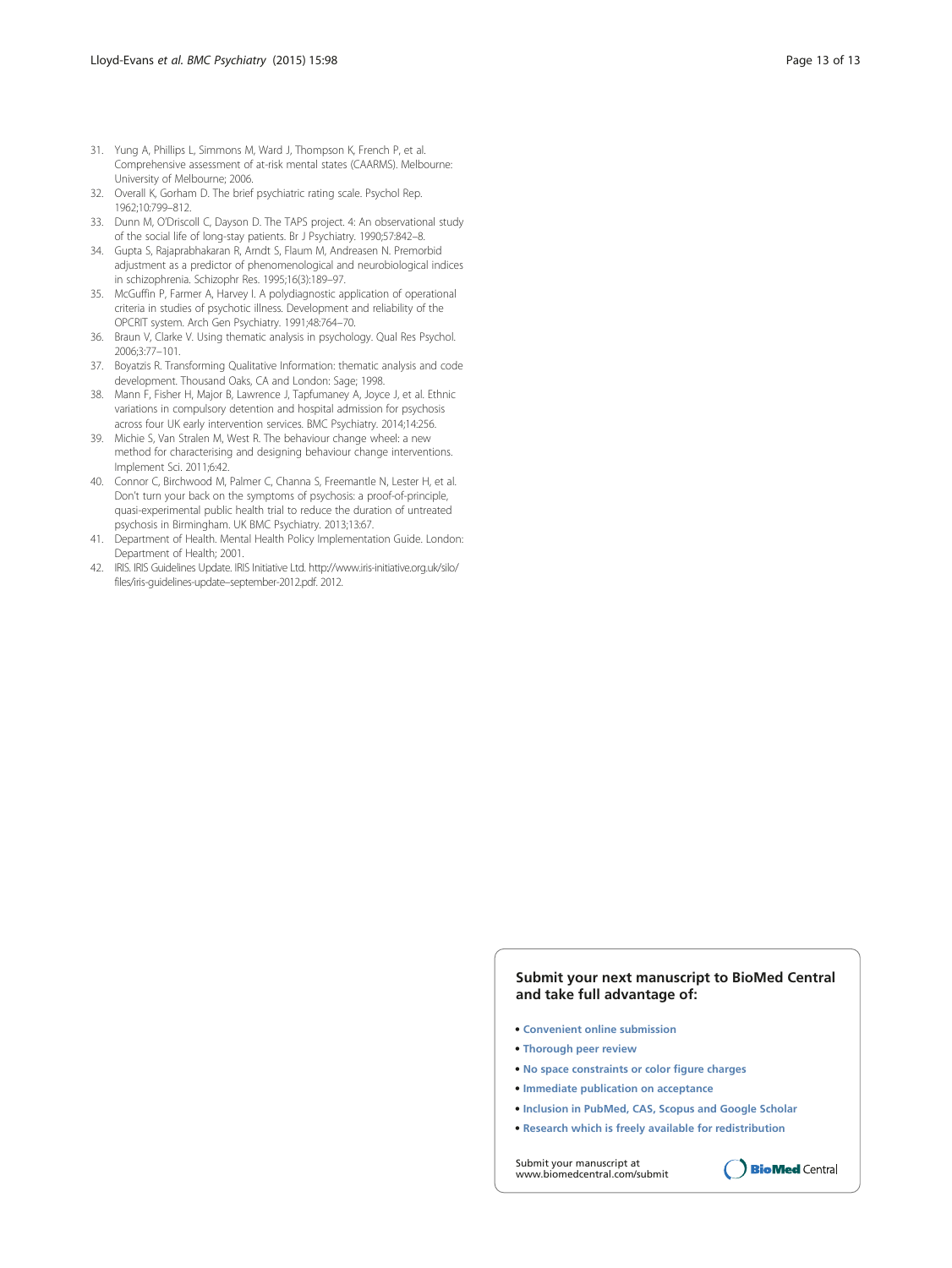31. Yung A, Phillips L, Simmons M, Ward J, Thompson K, French P, et al. Comprehensive assessment of at-risk mental states (CAARMS). Melbourne: University of Melbourne; 2006.
32. Overall K, Gorham D. The brief psychiatric rating scale. Psychol Rep. 1962;10:799–812.
33. Dunn M, O'Driscoll C, Dayson D. The TAPS project. 4: An observational study of the social life of long-stay patients. Br J Psychiatry. 1990;57:842–8.
34. Gupta S, Rajaprabhakaran R, Arndt S, Flaum M, Andreasen N. Premorbid adjustment as a predictor of phenomenological and neurobiological indices in schizophrenia. Schizophr Res. 1995;16(3):189–97.
35. McGuffin P, Farmer A, Harvey I. A polydiagnostic application of operational criteria in studies of psychotic illness. Development and reliability of the OPCRIT system. Arch Gen Psychiatry. 1991;48:764–70.
36. Braun V, Clarke V. Using thematic analysis in psychology. Qual Res Psychol. 2006;3:77–101.
37. Boyatzis R. Transforming Qualitative Information: thematic analysis and code development. Thousand Oaks, CA and London: Sage; 1998.
38. Mann F, Fisher H, Major B, Lawrence J, Tapfumaney A, Joyce J, et al. Ethnic variations in compulsory detention and hospital admission for psychosis across four UK early intervention services. BMC Psychiatry. 2014;14:256.
39. Michie S, Van Stralen M, West R. The behaviour change wheel: a new method for characterising and designing behaviour change interventions. Implement Sci. 2011;6:42.
40. Connor C, Birchwood M, Palmer C, Channa S, Freemantle N, Lester H, et al. Don't turn your back on the symptoms of psychosis: a proof-of-principle, quasi-experimental public health trial to reduce the duration of untreated psychosis in Birmingham. UK BMC Psychiatry. 2013;13:67.
41. Department of Health. Mental Health Policy Implementation Guide. London: Department of Health; 2001.
42. IRIS. IRIS Guidelines Update. IRIS Initiative Ltd. http://www.iris-initiative.org.uk/silo/files/iris-guidelines-update–september-2012.pdf. 2012.

**Submit your next manuscript to BioMed Central and take full advantage of:**

- **Convenient online submission**
- **Thorough peer review**
- **No space constraints or color figure charges**
- **Immediate publication on acceptance**
- **Inclusion in PubMed, CAS, Scopus and Google Scholar**
- **Research which is freely available for redistribution**

Submit your manuscript at
www.biomedcentral.com/submit

BioMed Central